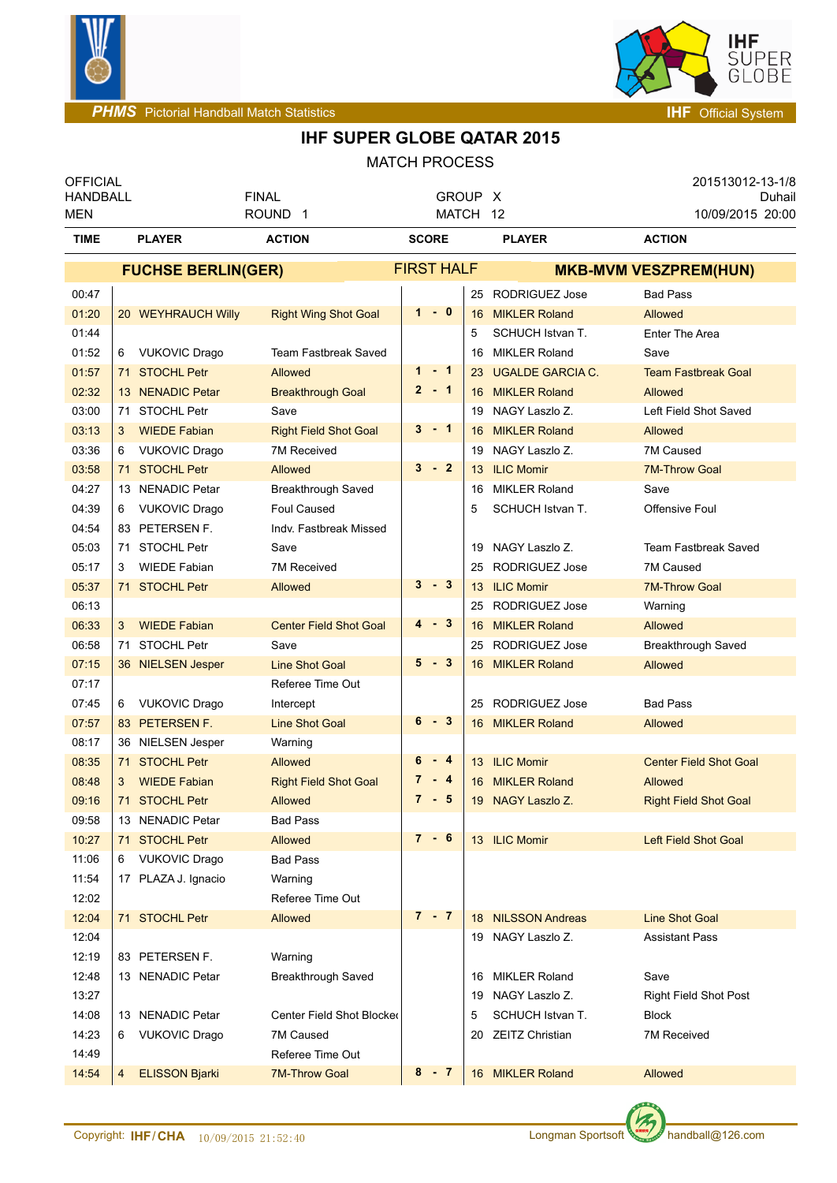**PHMS** Pictorial Handball Match Statistics — **IHF** Official System

# IHF SUPER GLOBE QATAR 2015

## MATCH PROCESS

| OFFICIAL | | | 201513012-13-1/8 |
|---|---|---|---|
| HANDBALL | FINAL | GROUP X | Duhail |
| MEN | ROUND 1 | MATCH 12 | 10/09/2015 20:00 |

| TIME | PLAYER | ACTION | SCORE | PLAYER | ACTION |
|---|---|---|---|---|---|
| | **FUCHSE BERLIN(GER)** | | FIRST HALF | **MKB-MVM VESZPREM(HUN)** | |
| 00:47 | | | | 25 RODRIGUEZ Jose | Bad Pass |
| 01:20 | 20 WEYHRAUCH Willy | Right Wing Shot Goal | 1 - 0 | 16 MIKLER Roland | Allowed |
| 01:44 | | | | 5 SCHUCH Istvan T. | Enter The Area |
| 01:52 | 6 VUKOVIC Drago | Team Fastbreak Saved | | 16 MIKLER Roland | Save |
| 01:57 | 71 STOCHL Petr | Allowed | 1 - 1 | 23 UGALDE GARCIA C. | Team Fastbreak Goal |
| 02:32 | 13 NENADIC Petar | Breakthrough Goal | 2 - 1 | 16 MIKLER Roland | Allowed |
| 03:00 | 71 STOCHL Petr | Save | | 19 NAGY Laszlo Z. | Left Field Shot Saved |
| 03:13 | 3 WIEDE Fabian | Right Field Shot Goal | 3 - 1 | 16 MIKLER Roland | Allowed |
| 03:36 | 6 VUKOVIC Drago | 7M Received | | 19 NAGY Laszlo Z. | 7M Caused |
| 03:58 | 71 STOCHL Petr | Allowed | 3 - 2 | 13 ILIC Momir | 7M-Throw Goal |
| 04:27 | 13 NENADIC Petar | Breakthrough Saved | | 16 MIKLER Roland | Save |
| 04:39 | 6 VUKOVIC Drago | Foul Caused | | 5 SCHUCH Istvan T. | Offensive Foul |
| 04:54 | 83 PETERSEN F. | Indv. Fastbreak Missed | | | |
| 05:03 | 71 STOCHL Petr | Save | | 19 NAGY Laszlo Z. | Team Fastbreak Saved |
| 05:17 | 3 WIEDE Fabian | 7M Received | | 25 RODRIGUEZ Jose | 7M Caused |
| 05:37 | 71 STOCHL Petr | Allowed | 3 - 3 | 13 ILIC Momir | 7M-Throw Goal |
| 06:13 | | | | 25 RODRIGUEZ Jose | Warning |
| 06:33 | 3 WIEDE Fabian | Center Field Shot Goal | 4 - 3 | 16 MIKLER Roland | Allowed |
| 06:58 | 71 STOCHL Petr | Save | | 25 RODRIGUEZ Jose | Breakthrough Saved |
| 07:15 | 36 NIELSEN Jesper | Line Shot Goal | 5 - 3 | 16 MIKLER Roland | Allowed |
| 07:17 | | Referee Time Out | | | |
| 07:45 | 6 VUKOVIC Drago | Intercept | | 25 RODRIGUEZ Jose | Bad Pass |
| 07:57 | 83 PETERSEN F. | Line Shot Goal | 6 - 3 | 16 MIKLER Roland | Allowed |
| 08:17 | 36 NIELSEN Jesper | Warning | | | |
| 08:35 | 71 STOCHL Petr | Allowed | 6 - 4 | 13 ILIC Momir | Center Field Shot Goal |
| 08:48 | 3 WIEDE Fabian | Right Field Shot Goal | 7 - 4 | 16 MIKLER Roland | Allowed |
| 09:16 | 71 STOCHL Petr | Allowed | 7 - 5 | 19 NAGY Laszlo Z. | Right Field Shot Goal |
| 09:58 | 13 NENADIC Petar | Bad Pass | | | |
| 10:27 | 71 STOCHL Petr | Allowed | 7 - 6 | 13 ILIC Momir | Left Field Shot Goal |
| 11:06 | 6 VUKOVIC Drago | Bad Pass | | | |
| 11:54 | 17 PLAZA J. Ignacio | Warning | | | |
| 12:02 | | Referee Time Out | | | |
| 12:04 | 71 STOCHL Petr | Allowed | 7 - 7 | 18 NILSSON Andreas | Line Shot Goal |
| 12:04 | | | | 19 NAGY Laszlo Z. | Assistant Pass |
| 12:19 | 83 PETERSEN F. | Warning | | | |
| 12:48 | 13 NENADIC Petar | Breakthrough Saved | | 16 MIKLER Roland | Save |
| 13:27 | | | | 19 NAGY Laszlo Z. | Right Field Shot Post |
| 14:08 | 13 NENADIC Petar | Center Field Shot Blocked | | 5 SCHUCH Istvan T. | Block |
| 14:23 | 6 VUKOVIC Drago | 7M Caused | | 20 ZEITZ Christian | 7M Received |
| 14:49 | | Referee Time Out | | | |
| 14:54 | 4 ELISSON Bjarki | 7M-Throw Goal | 8 - 7 | 16 MIKLER Roland | Allowed |

Copyright: IHF/CHA 10/09/2015 21:52:40 — Longman Sportsoft handball@126.com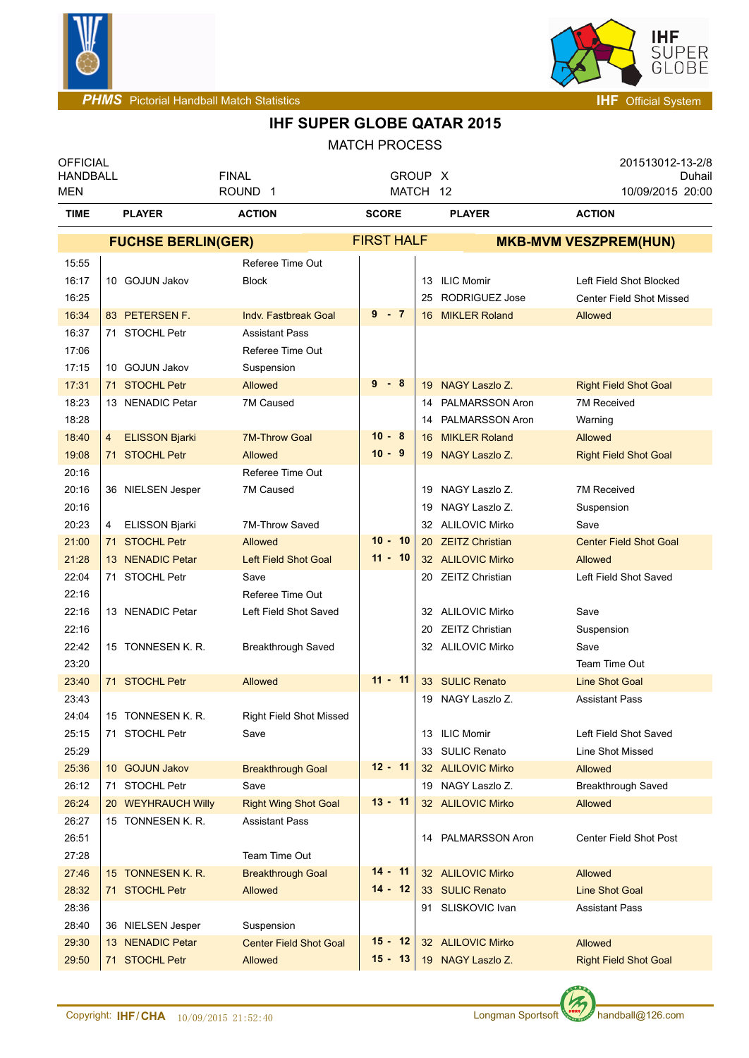# IHF SUPER GLOBE QATAR 2015

MATCH PROCESS

| OFFICIAL HANDBALL MEN | FINAL ROUND 1 | GROUP X MATCH 12 | 201513012-13-2/8 Duhail 10/09/2015 20:00 |
|---|---|---|---|

| TIME | PLAYER | ACTION | SCORE | PLAYER | ACTION |
|---|---|---|---|---|---|
| | **FUCHSE BERLIN(GER)** | | FIRST HALF | **MKB-MVM VESZPREM(HUN)** | |
| 15:55 | | Referee Time Out | | | |
| 16:17 | 10 GOJUN Jakov | Block | | 13 ILIC Momir | Left Field Shot Blocked |
| 16:25 | | | | 25 RODRIGUEZ Jose | Center Field Shot Missed |
| 16:34 | 83 PETERSEN F. | Indv. Fastbreak Goal | 9 - 7 | 16 MIKLER Roland | Allowed |
| 16:37 | 71 STOCHL Petr | Assistant Pass | | | |
| 17:06 | | Referee Time Out | | | |
| 17:15 | 10 GOJUN Jakov | Suspension | | | |
| 17:31 | 71 STOCHL Petr | Allowed | 9 - 8 | 19 NAGY Laszlo Z. | Right Field Shot Goal |
| 18:23 | 13 NENADIC Petar | 7M Caused | | 14 PALMARSSON Aron | 7M Received |
| 18:28 | | | | 14 PALMARSSON Aron | Warning |
| 18:40 | 4 ELISSON Bjarki | 7M-Throw Goal | 10 - 8 | 16 MIKLER Roland | Allowed |
| 19:08 | 71 STOCHL Petr | Allowed | 10 - 9 | 19 NAGY Laszlo Z. | Right Field Shot Goal |
| 20:16 | | Referee Time Out | | | |
| 20:16 | 36 NIELSEN Jesper | 7M Caused | | 19 NAGY Laszlo Z. | 7M Received |
| 20:16 | | | | 19 NAGY Laszlo Z. | Suspension |
| 20:23 | 4 ELISSON Bjarki | 7M-Throw Saved | | 32 ALILOVIC Mirko | Save |
| 21:00 | 71 STOCHL Petr | Allowed | 10 - 10 | 20 ZEITZ Christian | Center Field Shot Goal |
| 21:28 | 13 NENADIC Petar | Left Field Shot Goal | 11 - 10 | 32 ALILOVIC Mirko | Allowed |
| 22:04 | 71 STOCHL Petr | Save | | 20 ZEITZ Christian | Left Field Shot Saved |
| 22:16 | | Referee Time Out | | | |
| 22:16 | 13 NENADIC Petar | Left Field Shot Saved | | 32 ALILOVIC Mirko | Save |
| 22:16 | | | | 20 ZEITZ Christian | Suspension |
| 22:42 | 15 TONNESEN K. R. | Breakthrough Saved | | 32 ALILOVIC Mirko | Save |
| 23:20 | | | | | Team Time Out |
| 23:40 | 71 STOCHL Petr | Allowed | 11 - 11 | 33 SULIC Renato | Line Shot Goal |
| 23:43 | | | | 19 NAGY Laszlo Z. | Assistant Pass |
| 24:04 | 15 TONNESEN K. R. | Right Field Shot Missed | | | |
| 25:15 | 71 STOCHL Petr | Save | | 13 ILIC Momir | Left Field Shot Saved |
| 25:29 | | | | 33 SULIC Renato | Line Shot Missed |
| 25:36 | 10 GOJUN Jakov | Breakthrough Goal | 12 - 11 | 32 ALILOVIC Mirko | Allowed |
| 26:12 | 71 STOCHL Petr | Save | | 19 NAGY Laszlo Z. | Breakthrough Saved |
| 26:24 | 20 WEYHRAUCH Willy | Right Wing Shot Goal | 13 - 11 | 32 ALILOVIC Mirko | Allowed |
| 26:27 | 15 TONNESEN K. R. | Assistant Pass | | | |
| 26:51 | | | | 14 PALMARSSON Aron | Center Field Shot Post |
| 27:28 | | Team Time Out | | | |
| 27:46 | 15 TONNESEN K. R. | Breakthrough Goal | 14 - 11 | 32 ALILOVIC Mirko | Allowed |
| 28:32 | 71 STOCHL Petr | Allowed | 14 - 12 | 33 SULIC Renato | Line Shot Goal |
| 28:36 | | | | 91 SLISKOVIC Ivan | Assistant Pass |
| 28:40 | 36 NIELSEN Jesper | Suspension | | | |
| 29:30 | 13 NENADIC Petar | Center Field Shot Goal | 15 - 12 | 32 ALILOVIC Mirko | Allowed |
| 29:50 | 71 STOCHL Petr | Allowed | 15 - 13 | 19 NAGY Laszlo Z. | Right Field Shot Goal |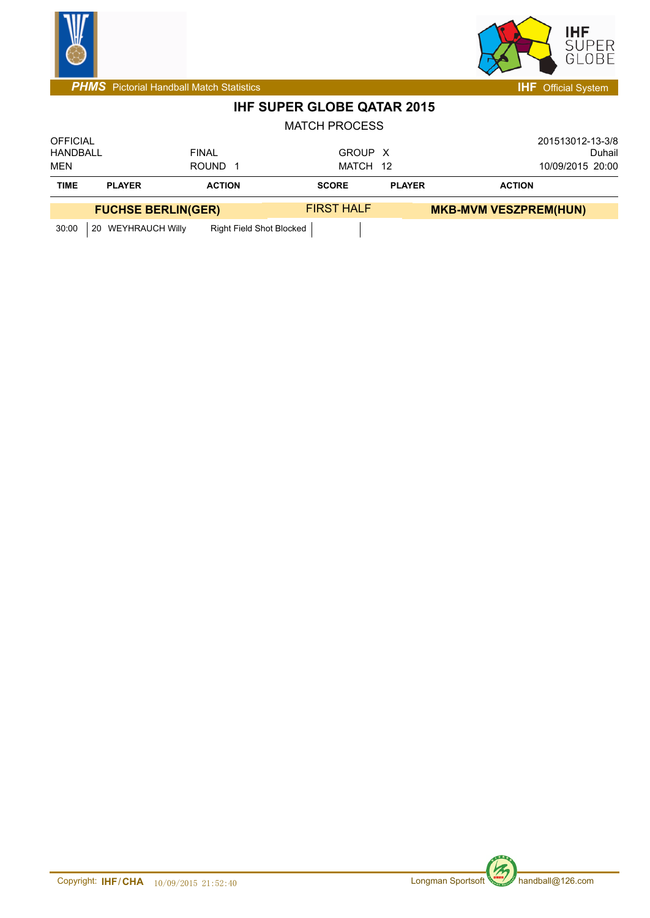# IHF SUPER GLOBE QATAR 2015

MATCH PROCESS

| OFFICIAL | | | 201513012-13-3/8 |
|---|---|---|---|
| HANDBALL | FINAL | GROUP X | Duhail |
| MEN | ROUND 1 | MATCH 12 | 10/09/2015 20:00 |

| TIME | PLAYER | ACTION | SCORE | PLAYER | ACTION |
|---|---|---|---|---|---|
| | **FUCHSE BERLIN(GER)** | | FIRST HALF | **MKB-MVM VESZPREM(HUN)** | |
| 30:00 | 20 WEYHRAUCH Willy | Right Field Shot Blocked | | | |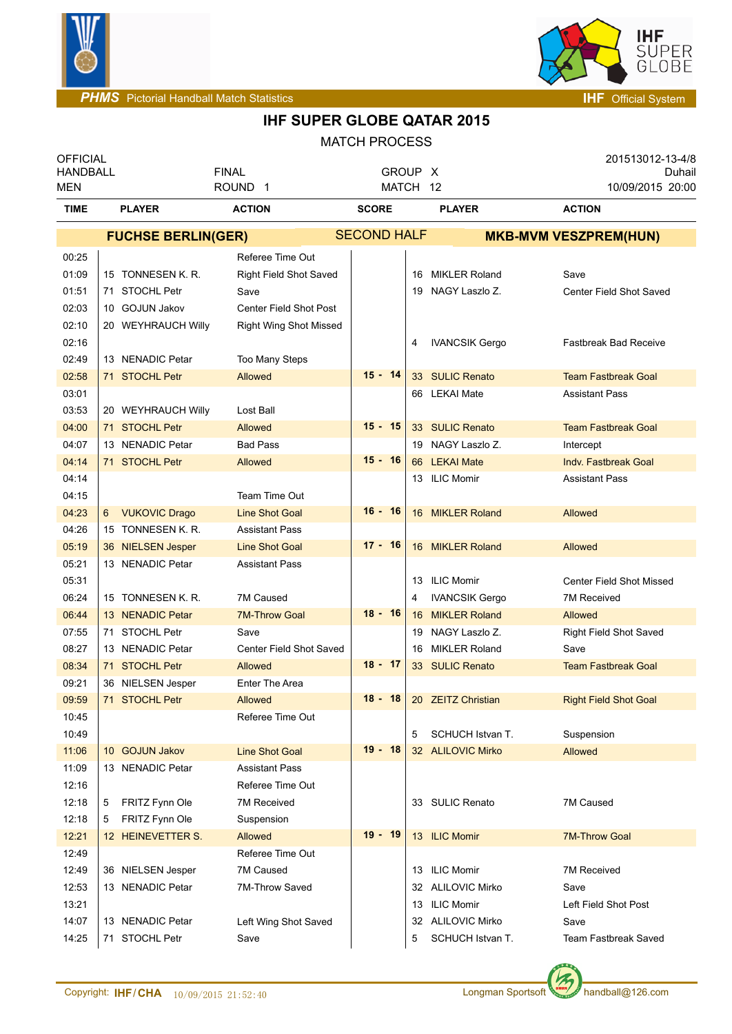# IHF SUPER GLOBE QATAR 2015

MATCH PROCESS

| OFFICIAL | | | 201513012-13-4/8 |
|---|---|---|---|
| HANDBALL | FINAL | GROUP X | Duhail |
| MEN | ROUND 1 | MATCH 12 | 10/09/2015 20:00 |

| TIME | PLAYER | ACTION | SCORE | PLAYER | ACTION |
|---|---|---|---|---|---|
| | **FUCHSE BERLIN(GER)** | | SECOND HALF | **MKB-MVM VESZPREM(HUN)** | |
| 00:25 | | Referee Time Out | | | |
| 01:09 | 15 TONNESEN K. R. | Right Field Shot Saved | | 16 MIKLER Roland | Save |
| 01:51 | 71 STOCHL Petr | Save | | 19 NAGY Laszlo Z. | Center Field Shot Saved |
| 02:03 | 10 GOJUN Jakov | Center Field Shot Post | | | |
| 02:10 | 20 WEYHRAUCH Willy | Right Wing Shot Missed | | | |
| 02:16 | | | | 4 IVANCSIK Gergo | Fastbreak Bad Receive |
| 02:49 | 13 NENADIC Petar | Too Many Steps | | | |
| 02:58 | 71 STOCHL Petr | Allowed | 15 - 14 | 33 SULIC Renato | Team Fastbreak Goal |
| 03:01 | | | | 66 LEKAI Mate | Assistant Pass |
| 03:53 | 20 WEYHRAUCH Willy | Lost Ball | | | |
| 04:00 | 71 STOCHL Petr | Allowed | 15 - 15 | 33 SULIC Renato | Team Fastbreak Goal |
| 04:07 | 13 NENADIC Petar | Bad Pass | | 19 NAGY Laszlo Z. | Intercept |
| 04:14 | 71 STOCHL Petr | Allowed | 15 - 16 | 66 LEKAI Mate | Indv. Fastbreak Goal |
| 04:14 | | | | 13 ILIC Momir | Assistant Pass |
| 04:15 | | Team Time Out | | | |
| 04:23 | 6 VUKOVIC Drago | Line Shot Goal | 16 - 16 | 16 MIKLER Roland | Allowed |
| 04:26 | 15 TONNESEN K. R. | Assistant Pass | | | |
| 05:19 | 36 NIELSEN Jesper | Line Shot Goal | 17 - 16 | 16 MIKLER Roland | Allowed |
| 05:21 | 13 NENADIC Petar | Assistant Pass | | | |
| 05:31 | | | | 13 ILIC Momir | Center Field Shot Missed |
| 06:24 | 15 TONNESEN K. R. | 7M Caused | | 4 IVANCSIK Gergo | 7M Received |
| 06:44 | 13 NENADIC Petar | 7M-Throw Goal | 18 - 16 | 16 MIKLER Roland | Allowed |
| 07:55 | 71 STOCHL Petr | Save | | 19 NAGY Laszlo Z. | Right Field Shot Saved |
| 08:27 | 13 NENADIC Petar | Center Field Shot Saved | | 16 MIKLER Roland | Save |
| 08:34 | 71 STOCHL Petr | Allowed | 18 - 17 | 33 SULIC Renato | Team Fastbreak Goal |
| 09:21 | 36 NIELSEN Jesper | Enter The Area | | | |
| 09:59 | 71 STOCHL Petr | Allowed | 18 - 18 | 20 ZEITZ Christian | Right Field Shot Goal |
| 10:45 | | Referee Time Out | | | |
| 10:49 | | | | 5 SCHUCH Istvan T. | Suspension |
| 11:06 | 10 GOJUN Jakov | Line Shot Goal | 19 - 18 | 32 ALILOVIC Mirko | Allowed |
| 11:09 | 13 NENADIC Petar | Assistant Pass | | | |
| 12:16 | | Referee Time Out | | | |
| 12:18 | 5 FRITZ Fynn Ole | 7M Received | | 33 SULIC Renato | 7M Caused |
| 12:18 | 5 FRITZ Fynn Ole | Suspension | | | |
| 12:21 | 12 HEINEVETTER S. | Allowed | 19 - 19 | 13 ILIC Momir | 7M-Throw Goal |
| 12:49 | | Referee Time Out | | | |
| 12:49 | 36 NIELSEN Jesper | 7M Caused | | 13 ILIC Momir | 7M Received |
| 12:53 | 13 NENADIC Petar | 7M-Throw Saved | | 32 ALILOVIC Mirko | Save |
| 13:21 | | | | 13 ILIC Momir | Left Field Shot Post |
| 14:07 | 13 NENADIC Petar | Left Wing Shot Saved | | 32 ALILOVIC Mirko | Save |
| 14:25 | 71 STOCHL Petr | Save | | 5 SCHUCH Istvan T. | Team Fastbreak Saved |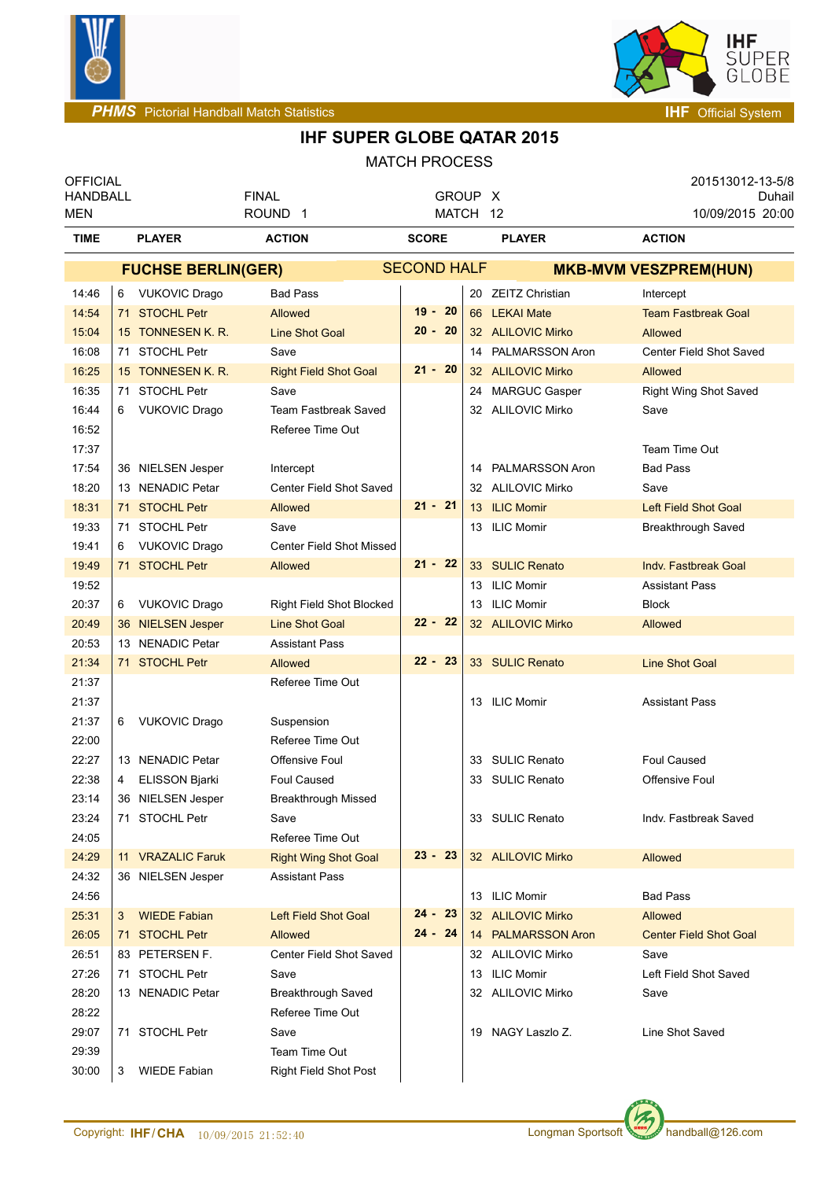PHMS Pictorial Handball Match Statistics — IHF Official System

# IHF SUPER GLOBE QATAR 2015

## MATCH PROCESS

| OFFICIAL HANDBALL MEN | FINAL ROUND 1 | GROUP X MATCH 12 | 201513012-13-5/8 Duhail 10/09/2015 20:00 |
|---|---|---|---|

| TIME | PLAYER | ACTION | SCORE | PLAYER | ACTION |
|---|---|---|---|---|---|
| | **FUCHSE BERLIN(GER)** | | SECOND HALF | **MKB-MVM VESZPREM(HUN)** | |
| 14:46 | 6 VUKOVIC Drago | Bad Pass | | 20 ZEITZ Christian | Intercept |
| 14:54 | 71 STOCHL Petr | Allowed | 19 - 20 | 66 LEKAI Mate | Team Fastbreak Goal |
| 15:04 | 15 TONNESEN K. R. | Line Shot Goal | 20 - 20 | 32 ALILOVIC Mirko | Allowed |
| 16:08 | 71 STOCHL Petr | Save | | 14 PALMARSSON Aron | Center Field Shot Saved |
| 16:25 | 15 TONNESEN K. R. | Right Field Shot Goal | 21 - 20 | 32 ALILOVIC Mirko | Allowed |
| 16:35 | 71 STOCHL Petr | Save | | 24 MARGUC Gasper | Right Wing Shot Saved |
| 16:44 | 6 VUKOVIC Drago | Team Fastbreak Saved | | 32 ALILOVIC Mirko | Save |
| 16:52 | | Referee Time Out | | | |
| 17:37 | | | | | Team Time Out |
| 17:54 | 36 NIELSEN Jesper | Intercept | | 14 PALMARSSON Aron | Bad Pass |
| 18:20 | 13 NENADIC Petar | Center Field Shot Saved | | 32 ALILOVIC Mirko | Save |
| 18:31 | 71 STOCHL Petr | Allowed | 21 - 21 | 13 ILIC Momir | Left Field Shot Goal |
| 19:33 | 71 STOCHL Petr | Save | | 13 ILIC Momir | Breakthrough Saved |
| 19:41 | 6 VUKOVIC Drago | Center Field Shot Missed | | | |
| 19:49 | 71 STOCHL Petr | Allowed | 21 - 22 | 33 SULIC Renato | Indv. Fastbreak Goal |
| 19:52 | | | | 13 ILIC Momir | Assistant Pass |
| 20:37 | 6 VUKOVIC Drago | Right Field Shot Blocked | | 13 ILIC Momir | Block |
| 20:49 | 36 NIELSEN Jesper | Line Shot Goal | 22 - 22 | 32 ALILOVIC Mirko | Allowed |
| 20:53 | 13 NENADIC Petar | Assistant Pass | | | |
| 21:34 | 71 STOCHL Petr | Allowed | 22 - 23 | 33 SULIC Renato | Line Shot Goal |
| 21:37 | | Referee Time Out | | | |
| 21:37 | | | | 13 ILIC Momir | Assistant Pass |
| 21:37 | 6 VUKOVIC Drago | Suspension | | | |
| 22:00 | | Referee Time Out | | | |
| 22:27 | 13 NENADIC Petar | Offensive Foul | | 33 SULIC Renato | Foul Caused |
| 22:38 | 4 ELISSON Bjarki | Foul Caused | | 33 SULIC Renato | Offensive Foul |
| 23:14 | 36 NIELSEN Jesper | Breakthrough Missed | | | |
| 23:24 | 71 STOCHL Petr | Save | | 33 SULIC Renato | Indv. Fastbreak Saved |
| 24:05 | | Referee Time Out | | | |
| 24:29 | 11 VRAZALIC Faruk | Right Wing Shot Goal | 23 - 23 | 32 ALILOVIC Mirko | Allowed |
| 24:32 | 36 NIELSEN Jesper | Assistant Pass | | | |
| 24:56 | | | | 13 ILIC Momir | Bad Pass |
| 25:31 | 3 WIEDE Fabian | Left Field Shot Goal | 24 - 23 | 32 ALILOVIC Mirko | Allowed |
| 26:05 | 71 STOCHL Petr | Allowed | 24 - 24 | 14 PALMARSSON Aron | Center Field Shot Goal |
| 26:51 | 83 PETERSEN F. | Center Field Shot Saved | | 32 ALILOVIC Mirko | Save |
| 27:26 | 71 STOCHL Petr | Save | | 13 ILIC Momir | Left Field Shot Saved |
| 28:20 | 13 NENADIC Petar | Breakthrough Saved | | 32 ALILOVIC Mirko | Save |
| 28:22 | | Referee Time Out | | | |
| 29:07 | 71 STOCHL Petr | Save | | 19 NAGY Laszlo Z. | Line Shot Saved |
| 29:39 | | Team Time Out | | | |
| 30:00 | 3 WIEDE Fabian | Right Field Shot Post | | | |

Copyright: IHF/CHA 10/09/2015 21:52:40 — Longman Sportsoft handball@126.com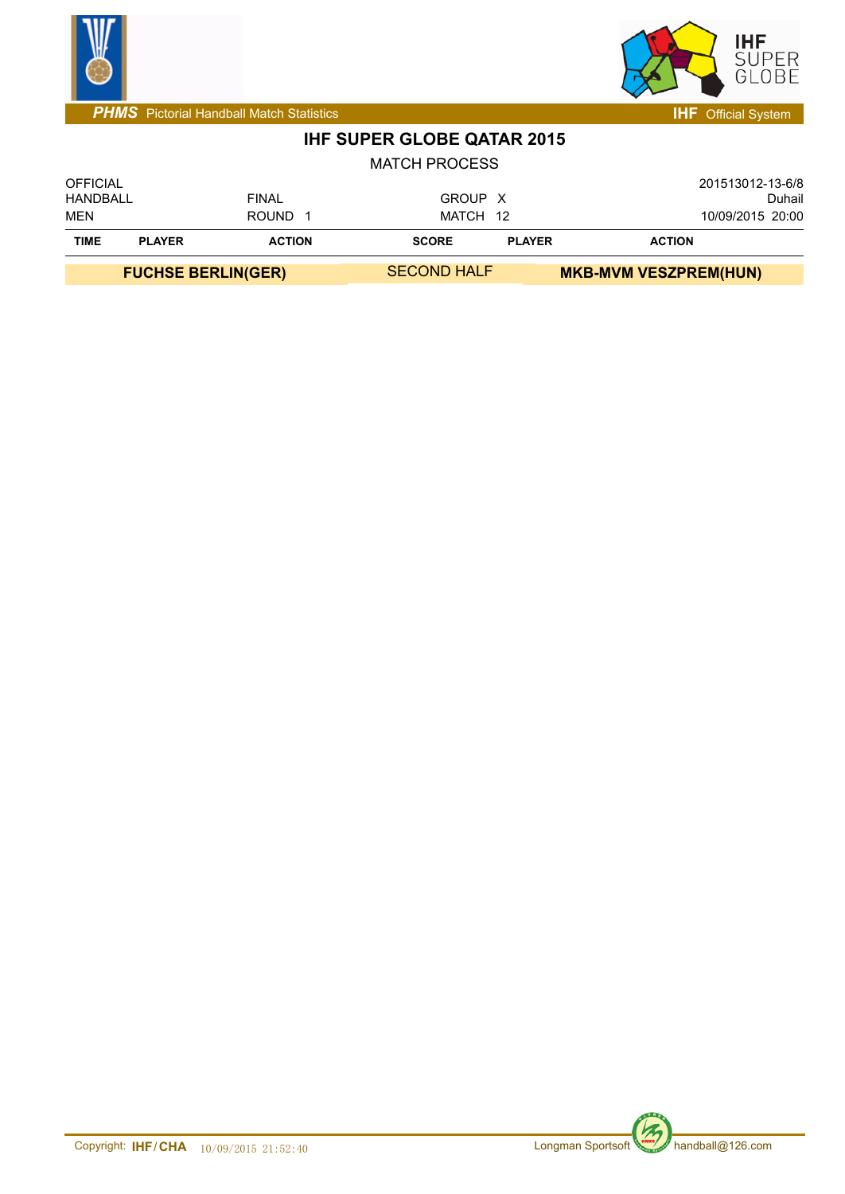# IHF SUPER GLOBE QATAR 2015

MATCH PROCESS

| OFFICIAL | | | 201513012-13-6/8 |
|---|---|---|---|
| HANDBALL | FINAL | GROUP X | Duhail |
| MEN | ROUND 1 | MATCH 12 | 10/09/2015 20:00 |

| TIME | PLAYER | ACTION | SCORE | PLAYER | ACTION |
|---|---|---|---|---|---|
| **FUCHSE BERLIN(GER)** | | | SECOND HALF | **MKB-MVM VESZPREM(HUN)** | |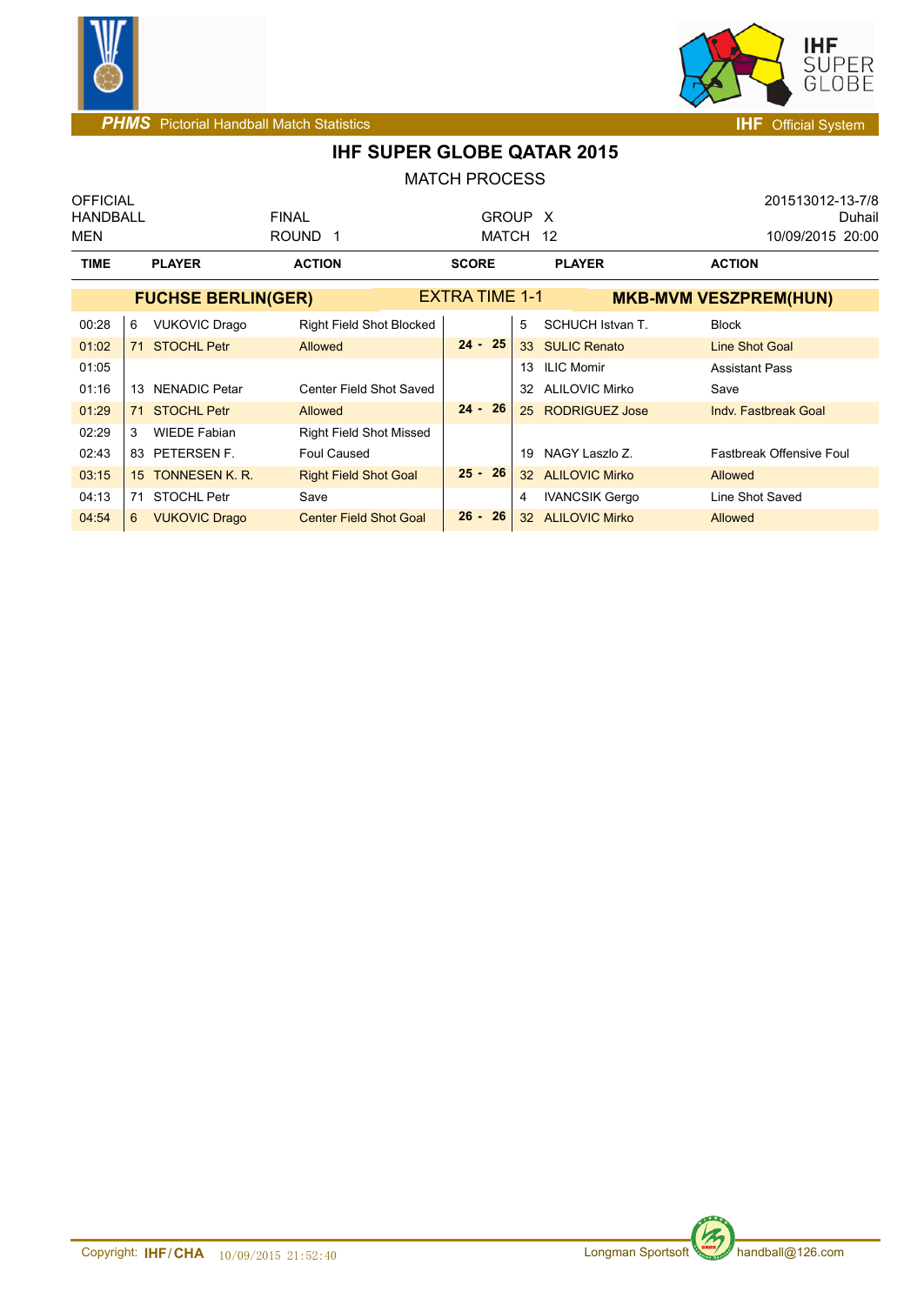PHMS Pictorial Handball Match Statistics — IHF Official System

## IHF SUPER GLOBE QATAR 2015

MATCH PROCESS

| OFFICIAL | | | 201513012-13-7/8 |
|---|---|---|---|
| HANDBALL | FINAL | GROUP X | Duhail |
| MEN | ROUND 1 | MATCH 12 | 10/09/2015 20:00 |

| TIME | | PLAYER | ACTION | SCORE | | PLAYER | ACTION |
|---|---|---|---|---|---|---|---|
| | | **FUCHSE BERLIN(GER)** | | EXTRA TIME 1-1 | | **MKB-MVM VESZPREM(HUN)** | |
| 00:28 | 6 | VUKOVIC Drago | Right Field Shot Blocked | | 5 | SCHUCH Istvan T. | Block |
| 01:02 | 71 | STOCHL Petr | Allowed | **24 - 25** | 33 | SULIC Renato | Line Shot Goal |
| 01:05 | | | | | 13 | ILIC Momir | Assistant Pass |
| 01:16 | 13 | NENADIC Petar | Center Field Shot Saved | | 32 | ALILOVIC Mirko | Save |
| 01:29 | 71 | STOCHL Petr | Allowed | **24 - 26** | 25 | RODRIGUEZ Jose | Indv. Fastbreak Goal |
| 02:29 | 3 | WIEDE Fabian | Right Field Shot Missed | | | | |
| 02:43 | 83 | PETERSEN F. | Foul Caused | | 19 | NAGY Laszlo Z. | Fastbreak Offensive Foul |
| 03:15 | 15 | TONNESEN K. R. | Right Field Shot Goal | **25 - 26** | 32 | ALILOVIC Mirko | Allowed |
| 04:13 | 71 | STOCHL Petr | Save | | 4 | IVANCSIK Gergo | Line Shot Saved |
| 04:54 | 6 | VUKOVIC Drago | Center Field Shot Goal | **26 - 26** | 32 | ALILOVIC Mirko | Allowed |

Copyright: IHF/CHA 10/09/2015 21:52:40 — Longman Sportsoft handball@126.com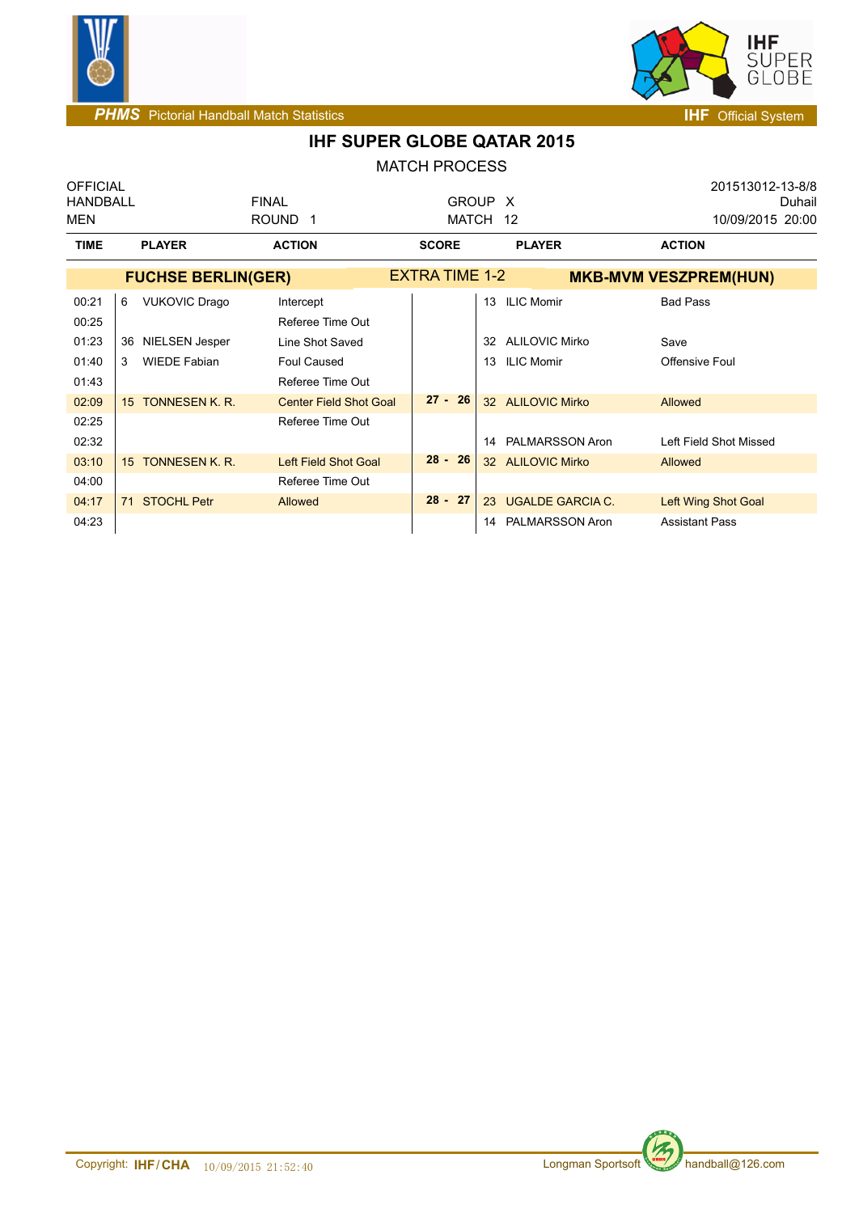PHMS Pictorial Handball Match Statistics — IHF Official System

# IHF SUPER GLOBE QATAR 2015

MATCH PROCESS

| | | | |
|---|---|---|---|
| OFFICIAL | | | 201513012-13-8/8 |
| HANDBALL | FINAL | GROUP X | Duhail |
| MEN | ROUND 1 | MATCH 12 | 10/09/2015 20:00 |

| TIME | PLAYER | ACTION | SCORE | PLAYER | ACTION |
|---|---|---|---|---|---|
| | **FUCHSE BERLIN(GER)** | | EXTRA TIME 1-2 | **MKB-MVM VESZPREM(HUN)** | |
| 00:21 | 6 VUKOVIC Drago | Intercept | | 13 ILIC Momir | Bad Pass |
| 00:25 | | Referee Time Out | | | |
| 01:23 | 36 NIELSEN Jesper | Line Shot Saved | | 32 ALILOVIC Mirko | Save |
| 01:40 | 3 WIEDE Fabian | Foul Caused | | 13 ILIC Momir | Offensive Foul |
| 01:43 | | Referee Time Out | | | |
| 02:09 | 15 TONNESEN K. R. | Center Field Shot Goal | **27 - 26** | 32 ALILOVIC Mirko | Allowed |
| 02:25 | | Referee Time Out | | | |
| 02:32 | | | | 14 PALMARSSON Aron | Left Field Shot Missed |
| 03:10 | 15 TONNESEN K. R. | Left Field Shot Goal | **28 - 26** | 32 ALILOVIC Mirko | Allowed |
| 04:00 | | Referee Time Out | | | |
| 04:17 | 71 STOCHL Petr | Allowed | **28 - 27** | 23 UGALDE GARCIA C. | Left Wing Shot Goal |
| 04:23 | | | | 14 PALMARSSON Aron | Assistant Pass |

Copyright: IHF/CHA 10/09/2015 21:52:40 Longman Sportsoft handball@126.com